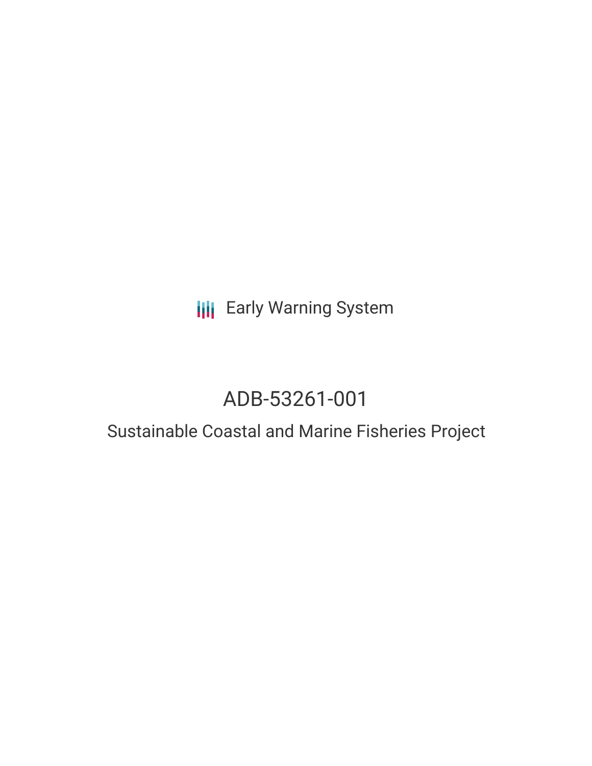Early Warning System

# ADB-53261-001

## Sustainable Coastal and Marine Fisheries Project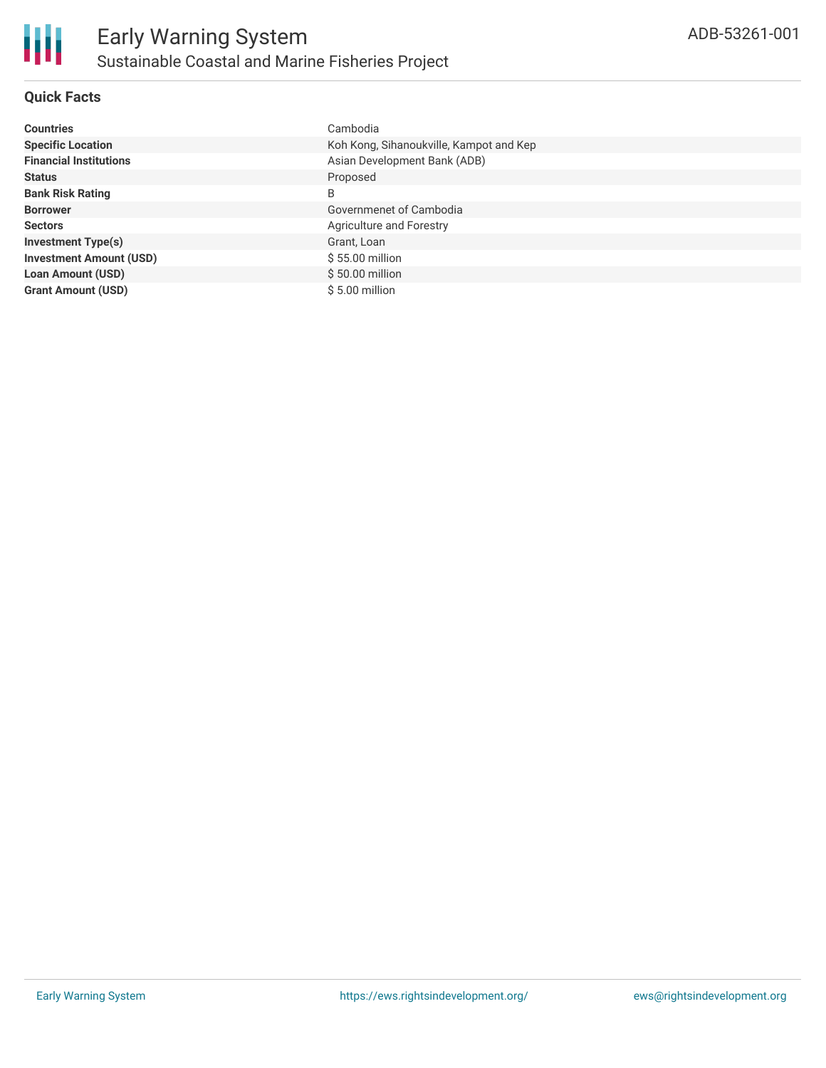# Early Warning System

## Sustainable Coastal and Marine Fisheries Project

ADB-53261-001

### Quick Facts

| | |
|---|---|
| **Countries** | Cambodia |
| **Specific Location** | Koh Kong, Sihanoukville, Kampot and Kep |
| **Financial Institutions** | Asian Development Bank (ADB) |
| **Status** | Proposed |
| **Bank Risk Rating** | B |
| **Borrower** | Governmenet of Cambodia |
| **Sectors** | Agriculture and Forestry |
| **Investment Type(s)** | Grant, Loan |
| **Investment Amount (USD)** | $ 55.00 million |
| **Loan Amount (USD)** | $ 50.00 million |
| **Grant Amount (USD)** | $ 5.00 million |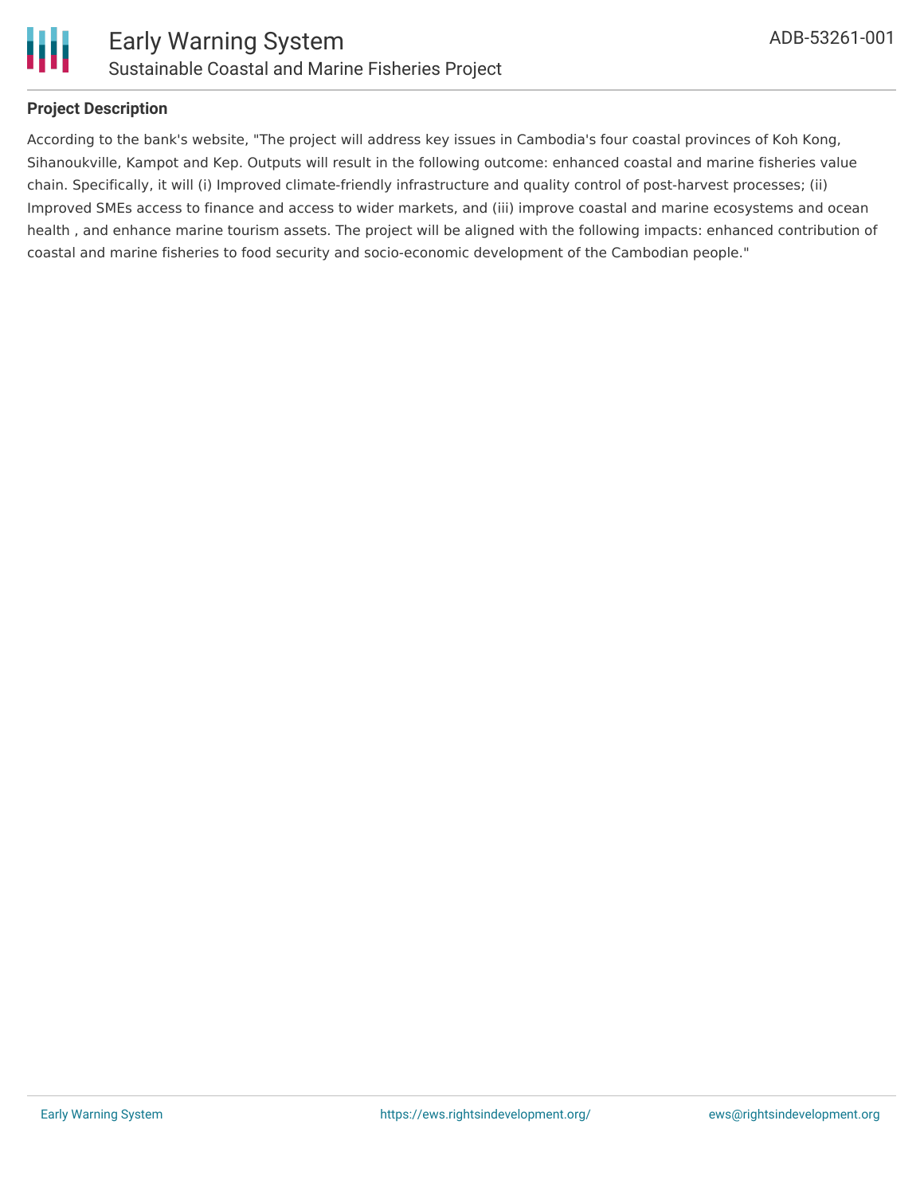**Project Description**

According to the bank's website, "The project will address key issues in Cambodia's four coastal provinces of Koh Kong, Sihanoukville, Kampot and Kep. Outputs will result in the following outcome: enhanced coastal and marine fisheries value chain. Specifically, it will (i) Improved climate-friendly infrastructure and quality control of post-harvest processes; (ii) Improved SMEs access to finance and access to wider markets, and (iii) improve coastal and marine ecosystems and ocean health , and enhance marine tourism assets. The project will be aligned with the following impacts: enhanced contribution of coastal and marine fisheries to food security and socio-economic development of the Cambodian people."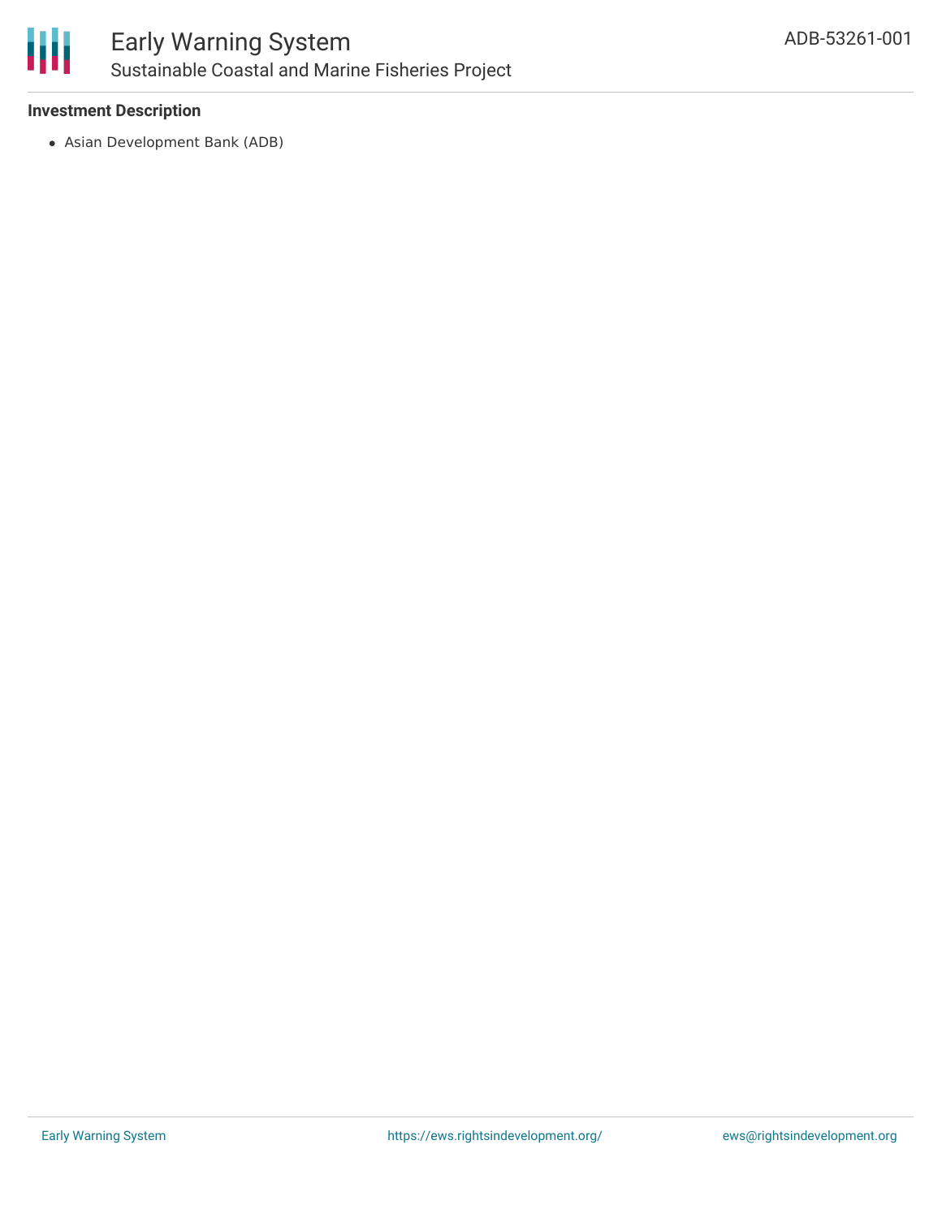### Investment Description

- Asian Development Bank (ADB)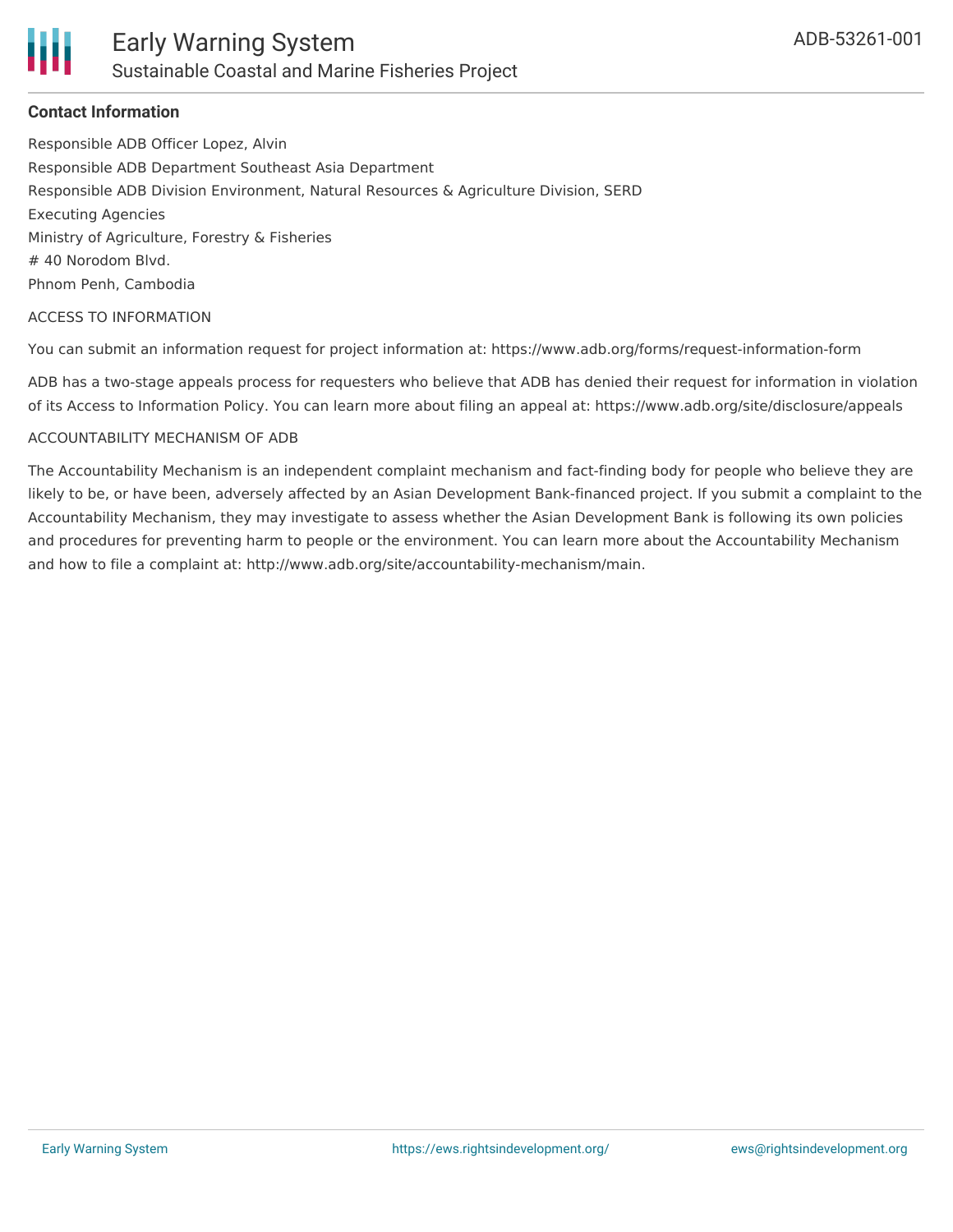**Contact Information**

Responsible ADB Officer Lopez, Alvin

Responsible ADB Department Southeast Asia Department

Responsible ADB Division Environment, Natural Resources & Agriculture Division, SERD

Executing Agencies

Ministry of Agriculture, Forestry & Fisheries

# 40 Norodom Blvd.

Phnom Penh, Cambodia

ACCESS TO INFORMATION

You can submit an information request for project information at: https://www.adb.org/forms/request-information-form

ADB has a two-stage appeals process for requesters who believe that ADB has denied their request for information in violation of its Access to Information Policy. You can learn more about filing an appeal at: https://www.adb.org/site/disclosure/appeals

ACCOUNTABILITY MECHANISM OF ADB

The Accountability Mechanism is an independent complaint mechanism and fact-finding body for people who believe they are likely to be, or have been, adversely affected by an Asian Development Bank-financed project. If you submit a complaint to the Accountability Mechanism, they may investigate to assess whether the Asian Development Bank is following its own policies and procedures for preventing harm to people or the environment. You can learn more about the Accountability Mechanism and how to file a complaint at: http://www.adb.org/site/accountability-mechanism/main.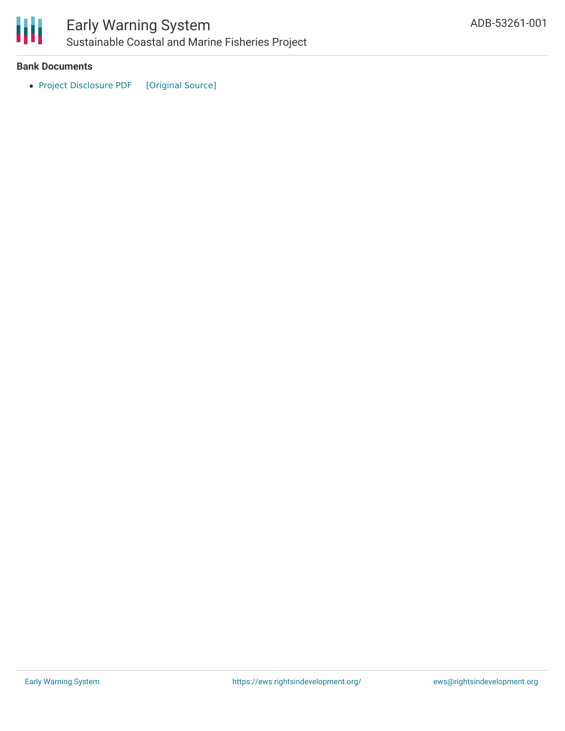**Bank Documents**

- Project Disclosure PDF [Original Source]